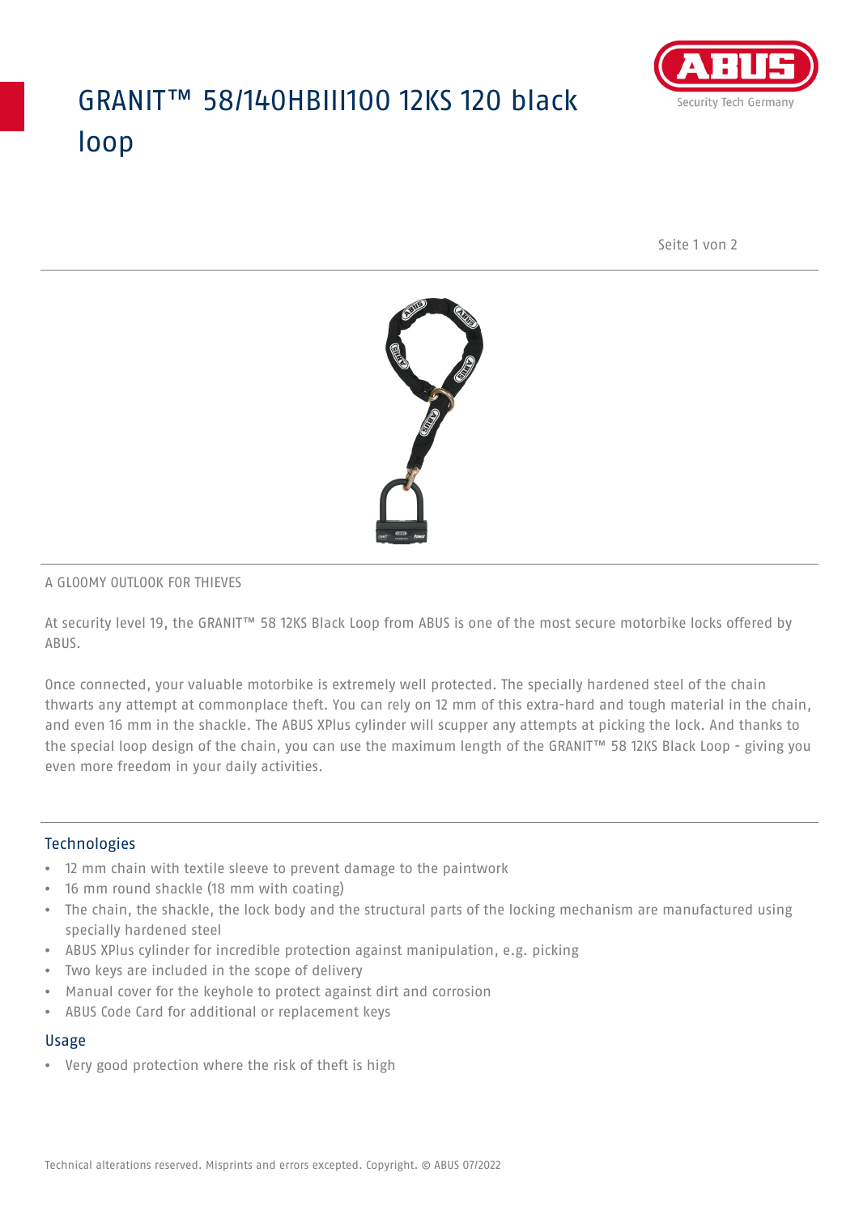# GRANIT™ 58/140HBIII100 12KS 120 black loop

A GLOOMY OUTLOOK FOR THIEVES

At security level 19, the GRANIT™ 58 12KS Black Loop from ABUS is one of the most secure motorbike locks offered by ABUS.

Once connected, your valuable motorbike is extremely well protected. The specially hardened steel of the chain thwarts any attempt at commonplace theft. You can rely on 12 mm of this extra-hard and tough material in the chain, and even 16 mm in the shackle. The ABUS XPlus cylinder will scupper any attempts at picking the lock. And thanks to the special loop design of the chain, you can use the maximum length of the GRANIT™ 58 12KS Black Loop - giving you even more freedom in your daily activities.

## Technologies

- 12 mm chain with textile sleeve to prevent damage to the paintwork
- 16 mm round shackle (18 mm with coating)
- The chain, the shackle, the lock body and the structural parts of the locking mechanism are manufactured using specially hardened steel
- ABUS XPlus cylinder for incredible protection against manipulation, e.g. picking
- Two keys are included in the scope of delivery
- Manual cover for the keyhole to protect against dirt and corrosion
- ABUS Code Card for additional or replacement keys

## Usage

- Very good protection where the risk of theft is high

Technical alterations reserved. Misprints and errors excepted. Copyright. © ABUS 07/2022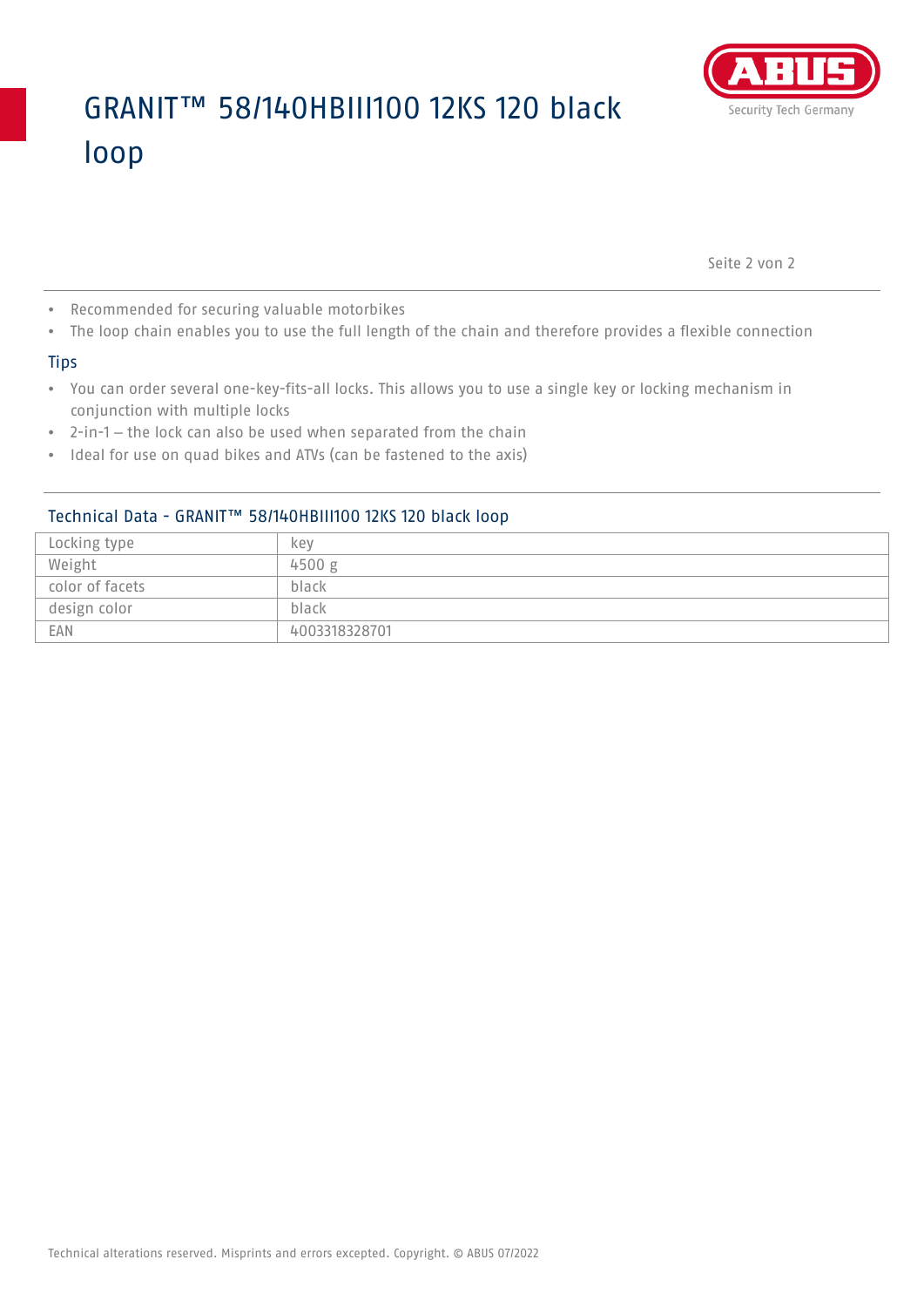# GRANIT™ 58/140HBIII100 12KS 120 black loop

- Recommended for securing valuable motorbikes
- The loop chain enables you to use the full length of the chain and therefore provides a flexible connection

## Tips

- You can order several one-key-fits-all locks. This allows you to use a single key or locking mechanism in conjunction with multiple locks
- 2-in-1 – the lock can also be used when separated from the chain
- Ideal for use on quad bikes and ATVs (can be fastened to the axis)

## Technical Data - GRANIT™ 58/140HBIII100 12KS 120 black loop

| | |
|---|---|
| Locking type | key |
| Weight | 4500 g |
| color of facets | black |
| design color | black |
| EAN | 4003318328701 |

Technical alterations reserved. Misprints and errors excepted. Copyright. © ABUS 07/2022